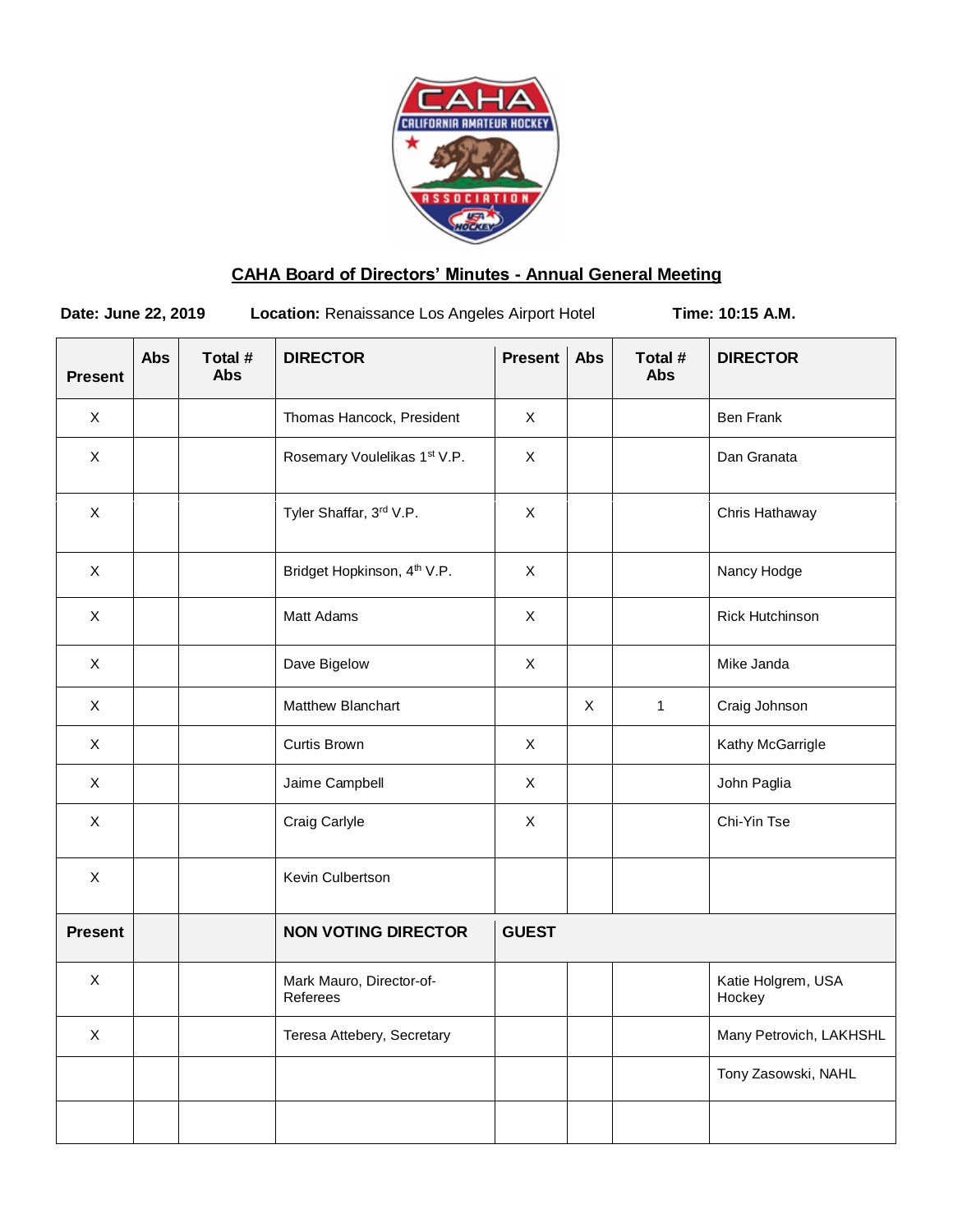## CAHA Board of Directors' Minutes - Annual General Meeting

**Date: June 22, 2019** **Location:** Renaissance Los Angeles Airport Hotel **Time: 10:15 A.M.**

| Present | Abs | Total # Abs | DIRECTOR | Present | Abs | Total # Abs | DIRECTOR |
|---|---|---|---|---|---|---|---|
| X | | | Thomas Hancock, President | X | | | Ben Frank |
| X | | | Rosemary Voulelikas 1st V.P. | X | | | Dan Granata |
| X | | | Tyler Shaffar, 3rd V.P. | X | | | Chris Hathaway |
| X | | | Bridget Hopkinson, 4th V.P. | X | | | Nancy Hodge |
| X | | | Matt Adams | X | | | Rick Hutchinson |
| X | | | Dave Bigelow | X | | | Mike Janda |
| X | | | Matthew Blanchart | | X | 1 | Craig Johnson |
| X | | | Curtis Brown | X | | | Kathy McGarrigle |
| X | | | Jaime Campbell | X | | | John Paglia |
| X | | | Craig Carlyle | X | | | Chi-Yin Tse |
| X | | | Kevin Culbertson | | | | |
| **Present** | | | **NON VOTING DIRECTOR** | **GUEST** | | | |
| X | | | Mark Mauro, Director-of-Referees | | | | Katie Holgrem, USA Hockey |
| X | | | Teresa Attebery, Secretary | | | | Many Petrovich, LAKHSHL |
| | | | | | | | Tony Zasowski, NAHL |
| | | | | | | | |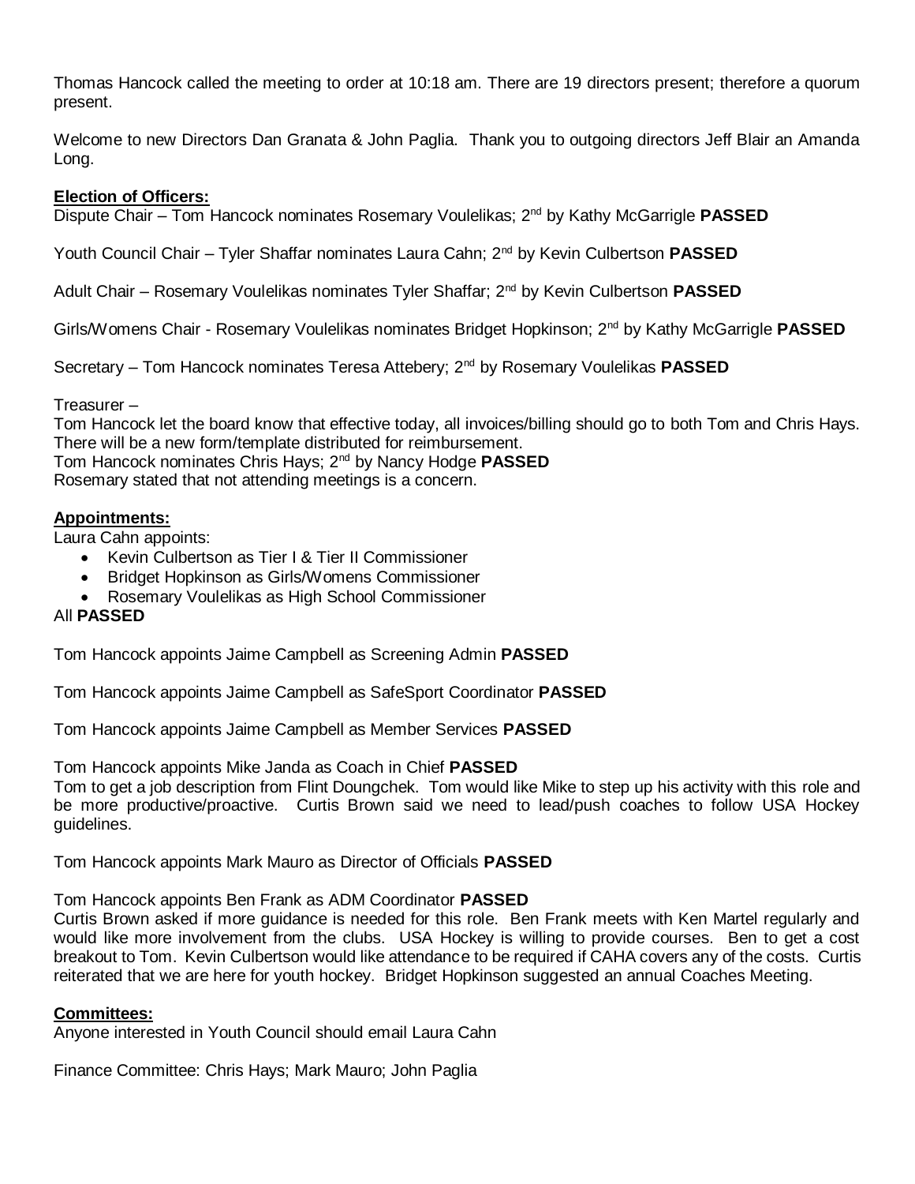Thomas Hancock called the meeting to order at 10:18 am. There are 19 directors present; therefore a quorum present.

Welcome to new Directors Dan Granata & John Paglia. Thank you to outgoing directors Jeff Blair an Amanda Long.

**Election of Officers:**

Dispute Chair – Tom Hancock nominates Rosemary Voulelikas; 2nd by Kathy McGarrigle **PASSED**

Youth Council Chair – Tyler Shaffar nominates Laura Cahn; 2nd by Kevin Culbertson **PASSED**

Adult Chair – Rosemary Voulelikas nominates Tyler Shaffar; 2nd by Kevin Culbertson **PASSED**

Girls/Womens Chair - Rosemary Voulelikas nominates Bridget Hopkinson; 2nd by Kathy McGarrigle **PASSED**

Secretary – Tom Hancock nominates Teresa Attebery; 2nd by Rosemary Voulelikas **PASSED**

Treasurer –
Tom Hancock let the board know that effective today, all invoices/billing should go to both Tom and Chris Hays. There will be a new form/template distributed for reimbursement.
Tom Hancock nominates Chris Hays; 2nd by Nancy Hodge **PASSED**
Rosemary stated that not attending meetings is a concern.

**Appointments:**

Laura Cahn appoints:

- Kevin Culbertson as Tier I & Tier II Commissioner
- Bridget Hopkinson as Girls/Womens Commissioner
- Rosemary Voulelikas as High School Commissioner

All **PASSED**

Tom Hancock appoints Jaime Campbell as Screening Admin **PASSED**

Tom Hancock appoints Jaime Campbell as SafeSport Coordinator **PASSED**

Tom Hancock appoints Jaime Campbell as Member Services **PASSED**

Tom Hancock appoints Mike Janda as Coach in Chief **PASSED**
Tom to get a job description from Flint Doungchek. Tom would like Mike to step up his activity with this role and be more productive/proactive. Curtis Brown said we need to lead/push coaches to follow USA Hockey guidelines.

Tom Hancock appoints Mark Mauro as Director of Officials **PASSED**

Tom Hancock appoints Ben Frank as ADM Coordinator **PASSED**
Curtis Brown asked if more guidance is needed for this role. Ben Frank meets with Ken Martel regularly and would like more involvement from the clubs. USA Hockey is willing to provide courses. Ben to get a cost breakout to Tom. Kevin Culbertson would like attendance to be required if CAHA covers any of the costs. Curtis reiterated that we are here for youth hockey. Bridget Hopkinson suggested an annual Coaches Meeting.

**Committees:**

Anyone interested in Youth Council should email Laura Cahn

Finance Committee: Chris Hays; Mark Mauro; John Paglia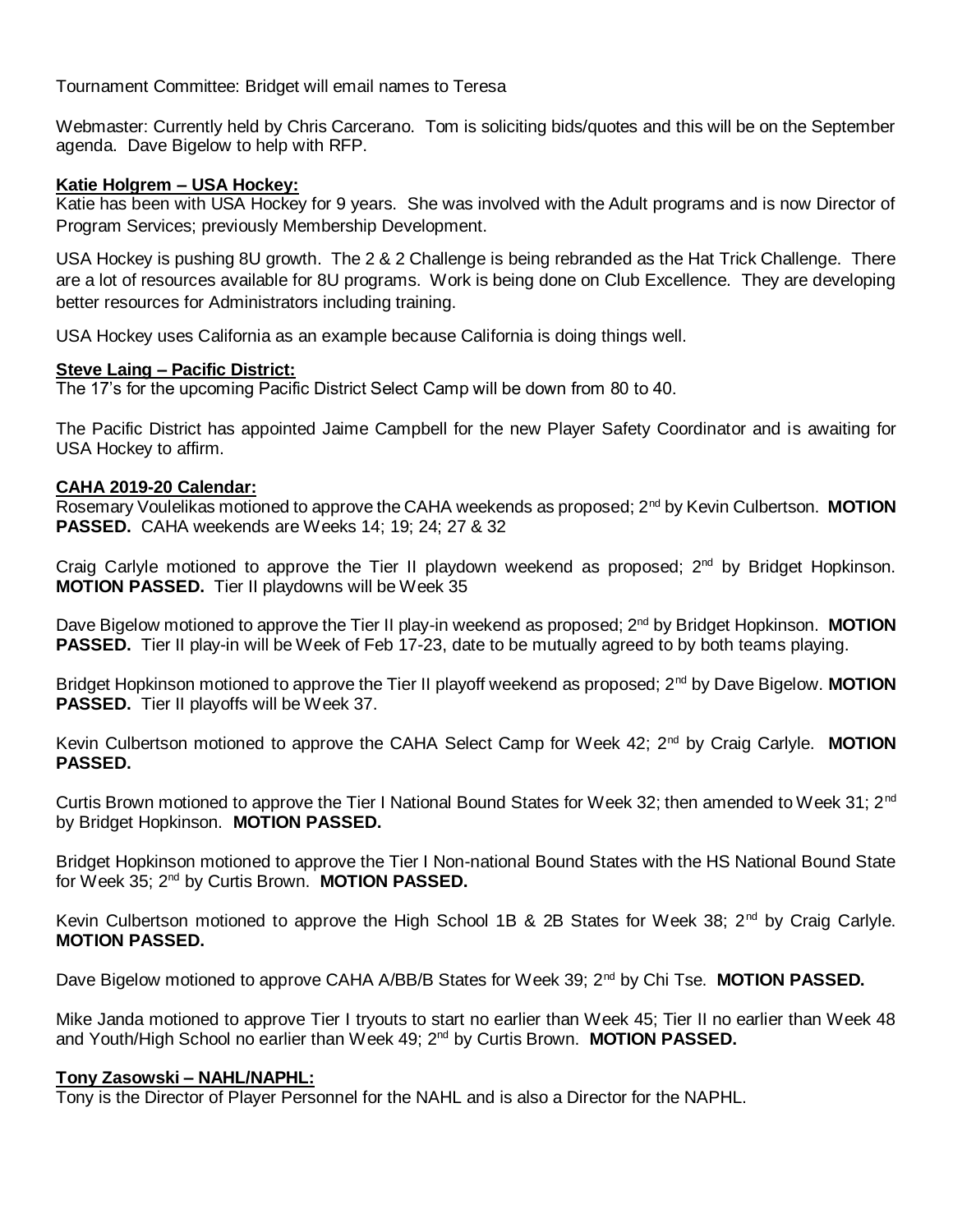Tournament Committee: Bridget will email names to Teresa

Webmaster: Currently held by Chris Carcerano. Tom is soliciting bids/quotes and this will be on the September agenda. Dave Bigelow to help with RFP.

**Katie Holgrem – USA Hockey:**

Katie has been with USA Hockey for 9 years. She was involved with the Adult programs and is now Director of Program Services; previously Membership Development.

USA Hockey is pushing 8U growth. The 2 & 2 Challenge is being rebranded as the Hat Trick Challenge. There are a lot of resources available for 8U programs. Work is being done on Club Excellence. They are developing better resources for Administrators including training.

USA Hockey uses California as an example because California is doing things well.

**Steve Laing – Pacific District:**

The 17's for the upcoming Pacific District Select Camp will be down from 80 to 40.

The Pacific District has appointed Jaime Campbell for the new Player Safety Coordinator and is awaiting for USA Hockey to affirm.

**CAHA 2019-20 Calendar:**

Rosemary Voulelikas motioned to approve the CAHA weekends as proposed; 2nd by Kevin Culbertson. **MOTION PASSED.** CAHA weekends are Weeks 14; 19; 24; 27 & 32

Craig Carlyle motioned to approve the Tier II playdown weekend as proposed; 2nd by Bridget Hopkinson. **MOTION PASSED.** Tier II playdowns will be Week 35

Dave Bigelow motioned to approve the Tier II play-in weekend as proposed; 2nd by Bridget Hopkinson. **MOTION PASSED.** Tier II play-in will be Week of Feb 17-23, date to be mutually agreed to by both teams playing.

Bridget Hopkinson motioned to approve the Tier II playoff weekend as proposed; 2nd by Dave Bigelow. **MOTION PASSED.** Tier II playoffs will be Week 37.

Kevin Culbertson motioned to approve the CAHA Select Camp for Week 42; 2nd by Craig Carlyle. **MOTION PASSED.**

Curtis Brown motioned to approve the Tier I National Bound States for Week 32; then amended to Week 31; 2nd by Bridget Hopkinson. **MOTION PASSED.**

Bridget Hopkinson motioned to approve the Tier I Non-national Bound States with the HS National Bound State for Week 35; 2nd by Curtis Brown. **MOTION PASSED.**

Kevin Culbertson motioned to approve the High School 1B & 2B States for Week 38; 2nd by Craig Carlyle. **MOTION PASSED.**

Dave Bigelow motioned to approve CAHA A/BB/B States for Week 39; 2nd by Chi Tse. **MOTION PASSED.**

Mike Janda motioned to approve Tier I tryouts to start no earlier than Week 45; Tier II no earlier than Week 48 and Youth/High School no earlier than Week 49; 2nd by Curtis Brown. **MOTION PASSED.**

**Tony Zasowski – NAHL/NAPHL:**

Tony is the Director of Player Personnel for the NAHL and is also a Director for the NAPHL.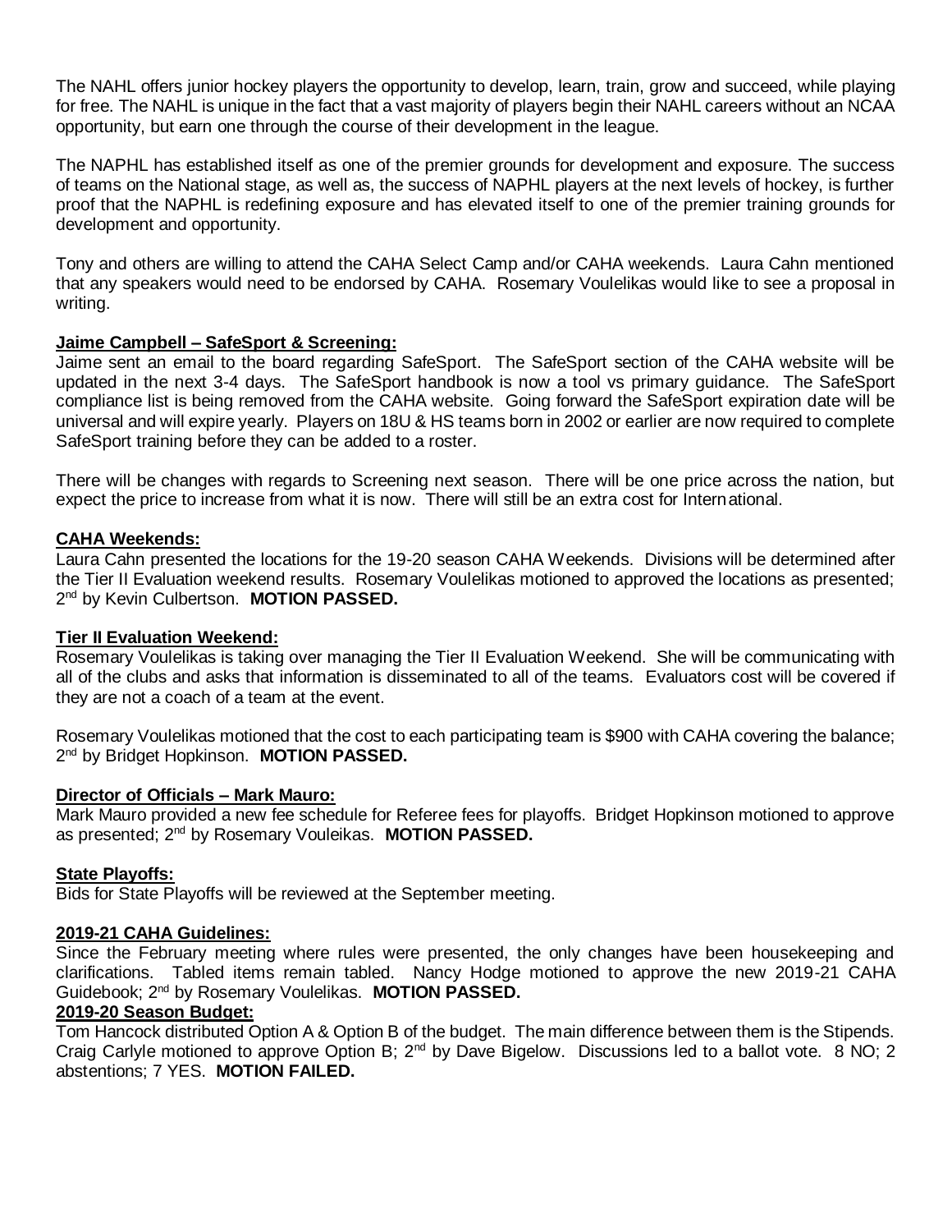The NAHL offers junior hockey players the opportunity to develop, learn, train, grow and succeed, while playing for free. The NAHL is unique in the fact that a vast majority of players begin their NAHL careers without an NCAA opportunity, but earn one through the course of their development in the league.

The NAPHL has established itself as one of the premier grounds for development and exposure. The success of teams on the National stage, as well as, the success of NAPHL players at the next levels of hockey, is further proof that the NAPHL is redefining exposure and has elevated itself to one of the premier training grounds for development and opportunity.

Tony and others are willing to attend the CAHA Select Camp and/or CAHA weekends. Laura Cahn mentioned that any speakers would need to be endorsed by CAHA. Rosemary Voulelikas would like to see a proposal in writing.

**Jaime Campbell – SafeSport & Screening:**

Jaime sent an email to the board regarding SafeSport. The SafeSport section of the CAHA website will be updated in the next 3-4 days. The SafeSport handbook is now a tool vs primary guidance. The SafeSport compliance list is being removed from the CAHA website. Going forward the SafeSport expiration date will be universal and will expire yearly. Players on 18U & HS teams born in 2002 or earlier are now required to complete SafeSport training before they can be added to a roster.

There will be changes with regards to Screening next season. There will be one price across the nation, but expect the price to increase from what it is now. There will still be an extra cost for International.

**CAHA Weekends:**

Laura Cahn presented the locations for the 19-20 season CAHA Weekends. Divisions will be determined after the Tier II Evaluation weekend results. Rosemary Voulelikas motioned to approved the locations as presented; 2nd by Kevin Culbertson. **MOTION PASSED.**

**Tier II Evaluation Weekend:**

Rosemary Voulelikas is taking over managing the Tier II Evaluation Weekend. She will be communicating with all of the clubs and asks that information is disseminated to all of the teams. Evaluators cost will be covered if they are not a coach of a team at the event.

Rosemary Voulelikas motioned that the cost to each participating team is $900 with CAHA covering the balance; 2nd by Bridget Hopkinson. **MOTION PASSED.**

**Director of Officials – Mark Mauro:**

Mark Mauro provided a new fee schedule for Referee fees for playoffs. Bridget Hopkinson motioned to approve as presented; 2nd by Rosemary Vouleikas. **MOTION PASSED.**

**State Playoffs:**

Bids for State Playoffs will be reviewed at the September meeting.

**2019-21 CAHA Guidelines:**

Since the February meeting where rules were presented, the only changes have been housekeeping and clarifications. Tabled items remain tabled. Nancy Hodge motioned to approve the new 2019-21 CAHA Guidebook; 2nd by Rosemary Voulelikas. **MOTION PASSED.**

**2019-20 Season Budget:**

Tom Hancock distributed Option A & Option B of the budget. The main difference between them is the Stipends. Craig Carlyle motioned to approve Option B; 2nd by Dave Bigelow. Discussions led to a ballot vote. 8 NO; 2 abstentions; 7 YES. **MOTION FAILED.**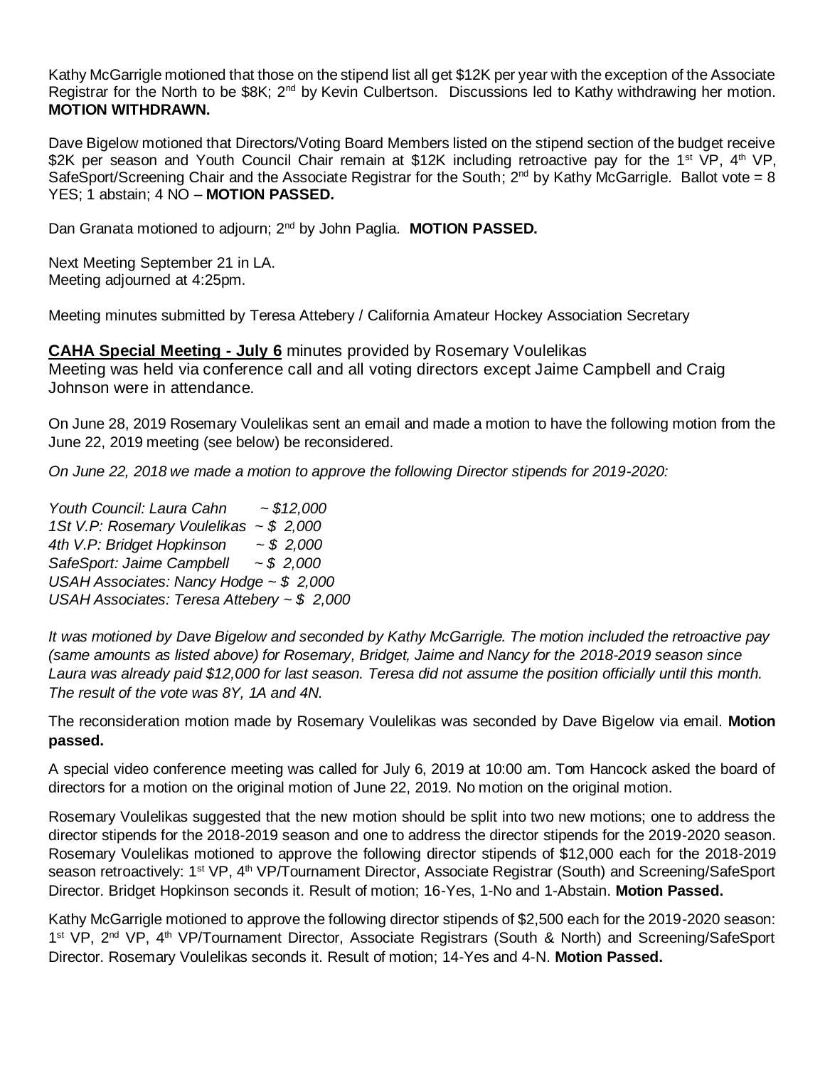Kathy McGarrigle motioned that those on the stipend list all get $12K per year with the exception of the Associate Registrar for the North to be $8K; 2nd by Kevin Culbertson. Discussions led to Kathy withdrawing her motion. **MOTION WITHDRAWN.**

Dave Bigelow motioned that Directors/Voting Board Members listed on the stipend section of the budget receive $2K per season and Youth Council Chair remain at $12K including retroactive pay for the 1st VP, 4th VP, SafeSport/Screening Chair and the Associate Registrar for the South; 2nd by Kathy McGarrigle. Ballot vote = 8 YES; 1 abstain; 4 NO – **MOTION PASSED.**

Dan Granata motioned to adjourn; 2nd by John Paglia. **MOTION PASSED.**

Next Meeting September 21 in LA.
Meeting adjourned at 4:25pm.

Meeting minutes submitted by Teresa Attebery / California Amateur Hockey Association Secretary

**CAHA Special Meeting - July 6** minutes provided by Rosemary Voulelikas
Meeting was held via conference call and all voting directors except Jaime Campbell and Craig Johnson were in attendance.

On June 28, 2019 Rosemary Voulelikas sent an email and made a motion to have the following motion from the June 22, 2019 meeting (see below) be reconsidered.

*On June 22, 2018 we made a motion to approve the following Director stipends for 2019-2020:*

*Youth Council: Laura Cahn ~ $12,000*
*1St V.P: Rosemary Voulelikas ~ $ 2,000*
*4th V.P: Bridget Hopkinson ~ $ 2,000*
*SafeSport: Jaime Campbell ~ $ 2,000*
*USAH Associates: Nancy Hodge ~ $ 2,000*
*USAH Associates: Teresa Attebery ~ $ 2,000*

*It was motioned by Dave Bigelow and seconded by Kathy McGarrigle. The motion included the retroactive pay (same amounts as listed above) for Rosemary, Bridget, Jaime and Nancy for the 2018-2019 season since Laura was already paid $12,000 for last season. Teresa did not assume the position officially until this month. The result of the vote was 8Y, 1A and 4N.*

The reconsideration motion made by Rosemary Voulelikas was seconded by Dave Bigelow via email. **Motion passed.**

A special video conference meeting was called for July 6, 2019 at 10:00 am. Tom Hancock asked the board of directors for a motion on the original motion of June 22, 2019. No motion on the original motion.

Rosemary Voulelikas suggested that the new motion should be split into two new motions; one to address the director stipends for the 2018-2019 season and one to address the director stipends for the 2019-2020 season. Rosemary Voulelikas motioned to approve the following director stipends of $12,000 each for the 2018-2019 season retroactively: 1st VP, 4th VP/Tournament Director, Associate Registrar (South) and Screening/SafeSport Director. Bridget Hopkinson seconds it. Result of motion; 16-Yes, 1-No and 1-Abstain. **Motion Passed.**

Kathy McGarrigle motioned to approve the following director stipends of $2,500 each for the 2019-2020 season: 1st VP, 2nd VP, 4th VP/Tournament Director, Associate Registrars (South & North) and Screening/SafeSport Director. Rosemary Voulelikas seconds it. Result of motion; 14-Yes and 4-N. **Motion Passed.**